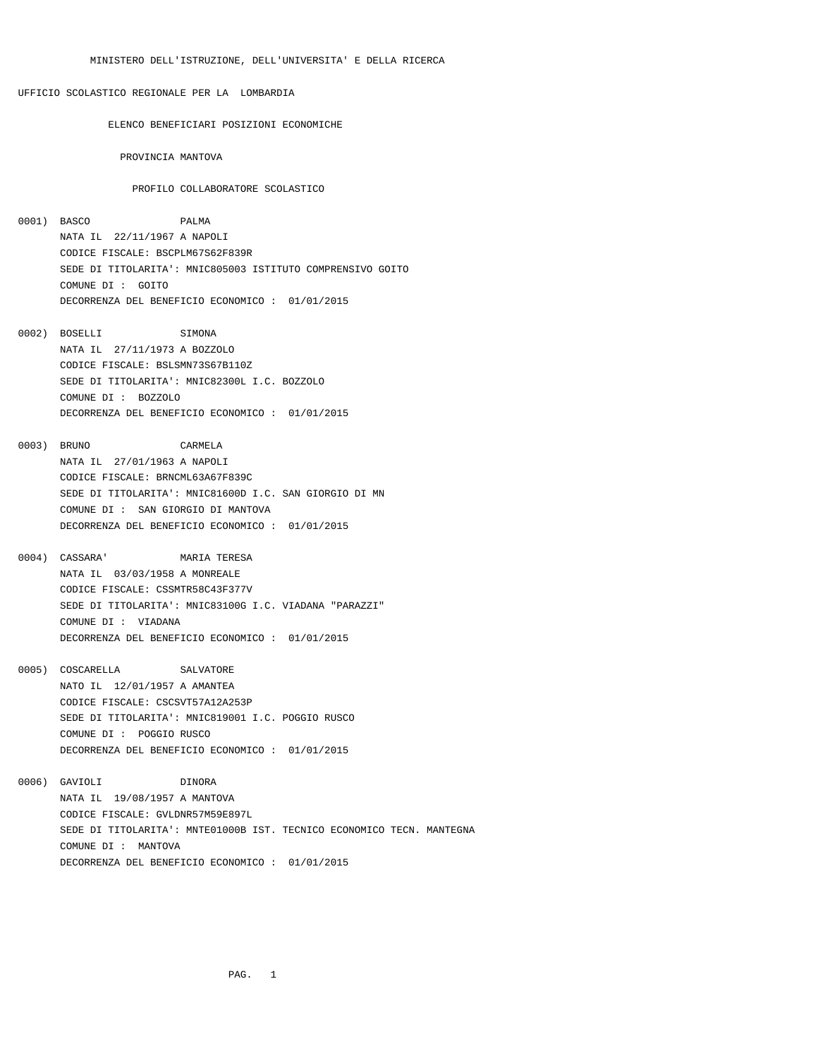MINISTERO DELL'ISTRUZIONE, DELL'UNIVERSITA' E DELLA RICERCA

UFFICIO SCOLASTICO REGIONALE PER LA LOMBARDIA

ELENCO BENEFICIARI POSIZIONI ECONOMICHE

PROVINCIA MANTOVA

PROFILO COLLABORATORE SCOLASTICO

0001) BASCO PALMA
NATA IL 22/11/1967 A NAPOLI
CODICE FISCALE: BSCPLM67S62F839R
SEDE DI TITOLARITA': MNIC805003 ISTITUTO COMPRENSIVO GOITO
COMUNE DI : GOITO
DECORRENZA DEL BENEFICIO ECONOMICO : 01/01/2015

0002) BOSELLI SIMONA
NATA IL 27/11/1973 A BOZZOLO
CODICE FISCALE: BSLSMN73S67B110Z
SEDE DI TITOLARITA': MNIC82300L I.C. BOZZOLO
COMUNE DI : BOZZOLO
DECORRENZA DEL BENEFICIO ECONOMICO : 01/01/2015

0003) BRUNO CARMELA
NATA IL 27/01/1963 A NAPOLI
CODICE FISCALE: BRNCML63A67F839C
SEDE DI TITOLARITA': MNIC81600D I.C. SAN GIORGIO DI MN
COMUNE DI : SAN GIORGIO DI MANTOVA
DECORRENZA DEL BENEFICIO ECONOMICO : 01/01/2015

0004) CASSARA' MARIA TERESA
NATA IL 03/03/1958 A MONREALE
CODICE FISCALE: CSSMTR58C43F377V
SEDE DI TITOLARITA': MNIC83100G I.C. VIADANA "PARAZZI"
COMUNE DI : VIADANA
DECORRENZA DEL BENEFICIO ECONOMICO : 01/01/2015

0005) COSCARELLA SALVATORE
NATO IL 12/01/1957 A AMANTEA
CODICE FISCALE: CSCSVT57A12A253P
SEDE DI TITOLARITA': MNIC819001 I.C. POGGIO RUSCO
COMUNE DI : POGGIO RUSCO
DECORRENZA DEL BENEFICIO ECONOMICO : 01/01/2015

0006) GAVIOLI DINORA
NATA IL 19/08/1957 A MANTOVA
CODICE FISCALE: GVLDNR57M59E897L
SEDE DI TITOLARITA': MNTE01000B IST. TECNICO ECONOMICO TECN. MANTEGNA
COMUNE DI : MANTOVA
DECORRENZA DEL BENEFICIO ECONOMICO : 01/01/2015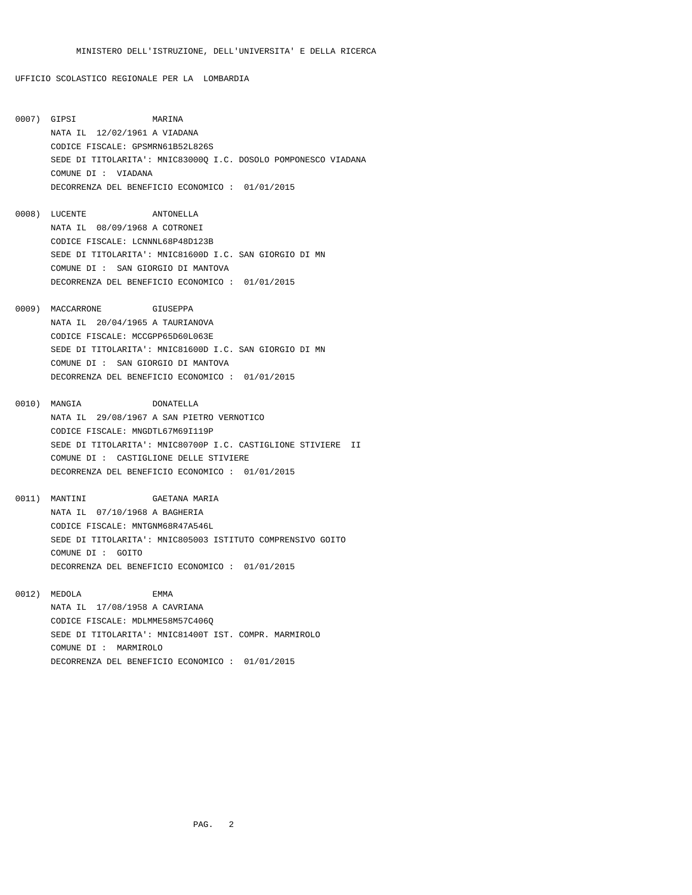MINISTERO DELL'ISTRUZIONE, DELL'UNIVERSITA' E DELLA RICERCA

UFFICIO SCOLASTICO REGIONALE PER LA LOMBARDIA

0007) GIPSI MARINA
NATA IL 12/02/1961 A VIADANA
CODICE FISCALE: GPSMRN61B52L826S
SEDE DI TITOLARITA': MNIC83000Q I.C. DOSOLO POMPONESCO VIADANA
COMUNE DI : VIADANA
DECORRENZA DEL BENEFICIO ECONOMICO : 01/01/2015

0008) LUCENTE ANTONELLA
NATA IL 08/09/1968 A COTRONEI
CODICE FISCALE: LCNNNL68P48D123B
SEDE DI TITOLARITA': MNIC81600D I.C. SAN GIORGIO DI MN
COMUNE DI : SAN GIORGIO DI MANTOVA
DECORRENZA DEL BENEFICIO ECONOMICO : 01/01/2015

0009) MACCARRONE GIUSEPPA
NATA IL 20/04/1965 A TAURIANOVA
CODICE FISCALE: MCCGPP65D60L063E
SEDE DI TITOLARITA': MNIC81600D I.C. SAN GIORGIO DI MN
COMUNE DI : SAN GIORGIO DI MANTOVA
DECORRENZA DEL BENEFICIO ECONOMICO : 01/01/2015

0010) MANGIA DONATELLA
NATA IL 29/08/1967 A SAN PIETRO VERNOTICO
CODICE FISCALE: MNGDTL67M69I119P
SEDE DI TITOLARITA': MNIC80700P I.C. CASTIGLIONE STIVIERE II
COMUNE DI : CASTIGLIONE DELLE STIVIERE
DECORRENZA DEL BENEFICIO ECONOMICO : 01/01/2015

0011) MANTINI GAETANA MARIA
NATA IL 07/10/1968 A BAGHERIA
CODICE FISCALE: MNTGNM68R47A546L
SEDE DI TITOLARITA': MNIC805003 ISTITUTO COMPRENSIVO GOITO
COMUNE DI : GOITO
DECORRENZA DEL BENEFICIO ECONOMICO : 01/01/2015

0012) MEDOLA EMMA
NATA IL 17/08/1958 A CAVRIANA
CODICE FISCALE: MDLMME58M57C406Q
SEDE DI TITOLARITA': MNIC81400T IST. COMPR. MARMIROLO
COMUNE DI : MARMIROLO
DECORRENZA DEL BENEFICIO ECONOMICO : 01/01/2015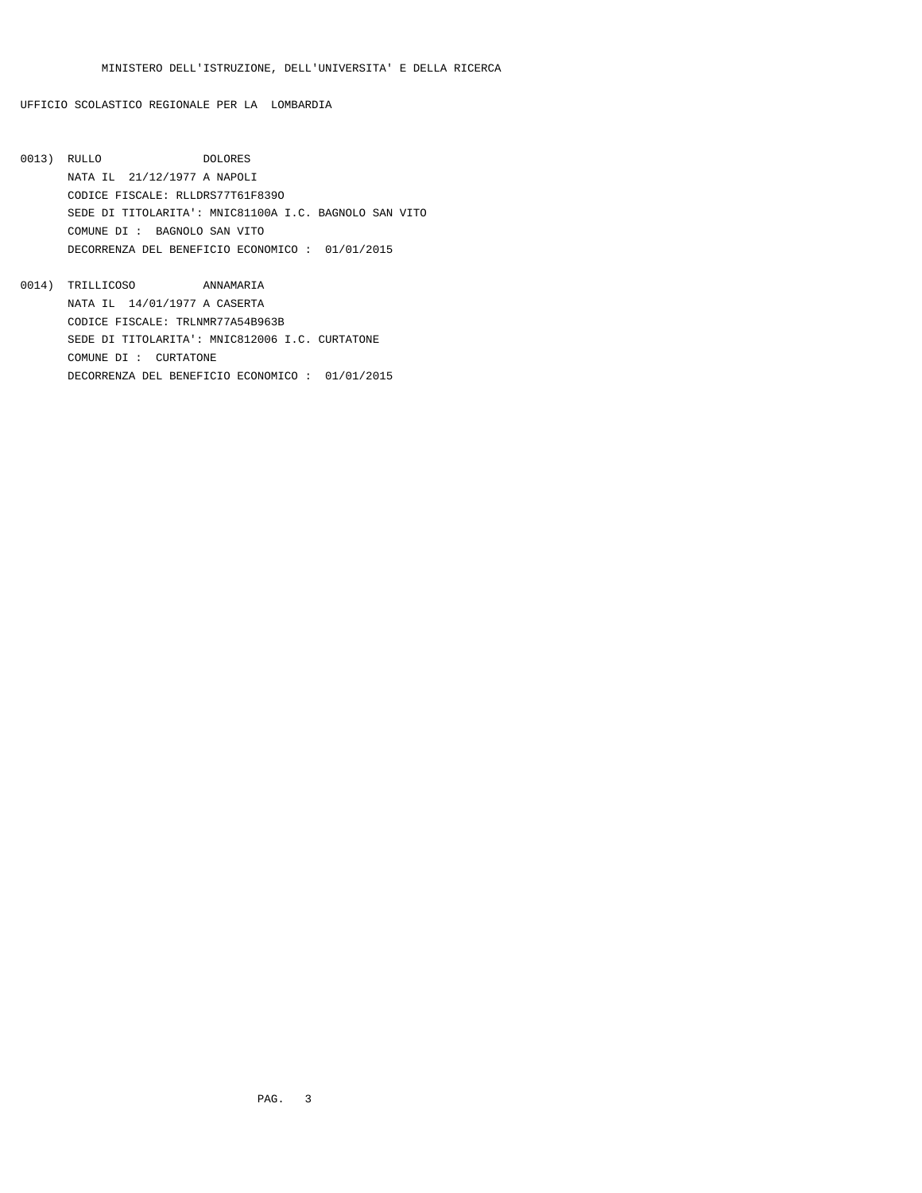MINISTERO DELL'ISTRUZIONE, DELL'UNIVERSITA' E DELLA RICERCA

UFFICIO SCOLASTICO REGIONALE PER LA LOMBARDIA

0013) RULLO DOLORES
NATA IL 21/12/1977 A NAPOLI
CODICE FISCALE: RLLDRS77T61F839O
SEDE DI TITOLARITA': MNIC81100A I.C. BAGNOLO SAN VITO
COMUNE DI : BAGNOLO SAN VITO
DECORRENZA DEL BENEFICIO ECONOMICO : 01/01/2015

0014) TRILLICOSO ANNAMARIA
NATA IL 14/01/1977 A CASERTA
CODICE FISCALE: TRLNMR77A54B963B
SEDE DI TITOLARITA': MNIC812006 I.C. CURTATONE
COMUNE DI : CURTATONE
DECORRENZA DEL BENEFICIO ECONOMICO : 01/01/2015